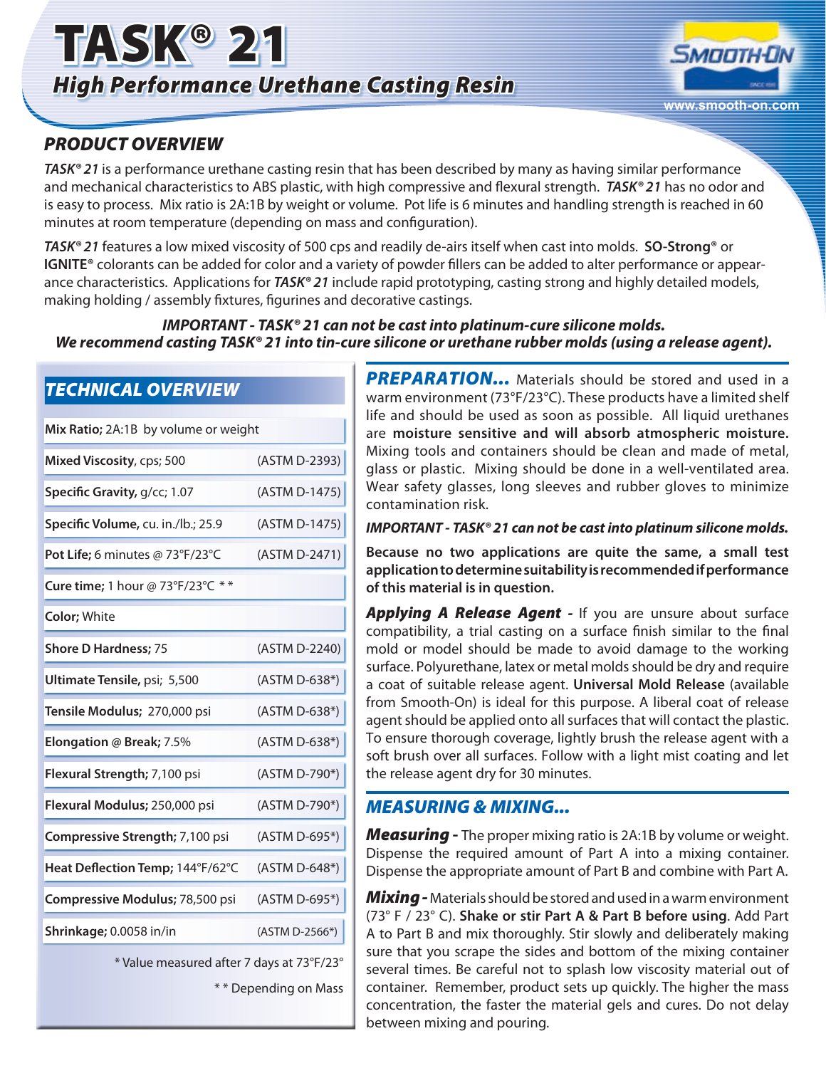# TASK® 21

## High Performance Urethane Casting Resin

www.smooth-on.com

### PRODUCT OVERVIEW

***TASK® 21*** is a performance urethane casting resin that has been described by many as having similar performance and mechanical characteristics to ABS plastic, with high compressive and flexural strength. ***TASK® 21*** has no odor and is easy to process. Mix ratio is 2A:1B by weight or volume. Pot life is 6 minutes and handling strength is reached in 60 minutes at room temperature (depending on mass and configuration).

***TASK® 21*** features a low mixed viscosity of 500 cps and readily de-airs itself when cast into molds. **SO-Strong®** or **IGNITE®** colorants can be added for color and a variety of powder fillers can be added to alter performance or appearance characteristics. Applications for ***TASK® 21*** include rapid prototyping, casting strong and highly detailed models, making holding / assembly fixtures, figurines and decorative castings.

***IMPORTANT - TASK® 21 can not be cast into platinum-cure silicone molds. We recommend casting TASK® 21 into tin-cure silicone or urethane rubber molds (using a release agent).***

### TECHNICAL OVERVIEW

| Property | Test Method |
|---|---|
| **Mix Ratio;** 2A:1B by volume or weight | |
| **Mixed Viscosity**, cps; 500 | (ASTM D-2393) |
| **Specific Gravity,** g/cc; 1.07 | (ASTM D-1475) |
| **Specific Volume,** cu. in./lb.; 25.9 | (ASTM D-1475) |
| **Pot Life;** 6 minutes @ 73°F/23°C | (ASTM D-2471) |
| **Cure time;** 1 hour @ 73°F/23°C * * | |
| **Color;** White | |
| **Shore D Hardness;** 75 | (ASTM D-2240) |
| **Ultimate Tensile,** psi; 5,500 | (ASTM D-638*) |
| **Tensile Modulus;** 270,000 psi | (ASTM D-638*) |
| **Elongation @ Break;** 7.5% | (ASTM D-638*) |
| **Flexural Strength;** 7,100 psi | (ASTM D-790*) |
| **Flexural Modulus;** 250,000 psi | (ASTM D-790*) |
| **Compressive Strength;** 7,100 psi | (ASTM D-695*) |
| **Heat Deflection Temp;** 144°F/62°C | (ASTM D-648*) |
| **Compressive Modulus;** 78,500 psi | (ASTM D-695*) |
| **Shrinkage;** 0.0058 in/in | (ASTM D-2566*) |

* Value measured after 7 days at 73°F/23°

* * Depending on Mass

### PREPARATION...

Materials should be stored and used in a warm environment (73°F/23°C). These products have a limited shelf life and should be used as soon as possible. All liquid urethanes are **moisture sensitive and will absorb atmospheric moisture.** Mixing tools and containers should be clean and made of metal, glass or plastic. Mixing should be done in a well-ventilated area. Wear safety glasses, long sleeves and rubber gloves to minimize contamination risk.

***IMPORTANT - TASK® 21 can not be cast into platinum silicone molds.***

**Because no two applications are quite the same, a small test application to determine suitability is recommended if performance of this material is in question.**

***Applying A Release Agent -*** If you are unsure about surface compatibility, a trial casting on a surface finish similar to the final mold or model should be made to avoid damage to the working surface. Polyurethane, latex or metal molds should be dry and require a coat of suitable release agent. **Universal Mold Release** (available from Smooth-On) is ideal for this purpose. A liberal coat of release agent should be applied onto all surfaces that will contact the plastic. To ensure thorough coverage, lightly brush the release agent with a soft brush over all surfaces. Follow with a light mist coating and let the release agent dry for 30 minutes.

### MEASURING & MIXING...

***Measuring -*** The proper mixing ratio is 2A:1B by volume or weight. Dispense the required amount of Part A into a mixing container. Dispense the appropriate amount of Part B and combine with Part A.

***Mixing -*** Materials should be stored and used in a warm environment (73° F / 23° C). **Shake or stir Part A & Part B before using**. Add Part A to Part B and mix thoroughly. Stir slowly and deliberately making sure that you scrape the sides and bottom of the mixing container several times. Be careful not to splash low viscosity material out of container. Remember, product sets up quickly. The higher the mass concentration, the faster the material gels and cures. Do not delay between mixing and pouring.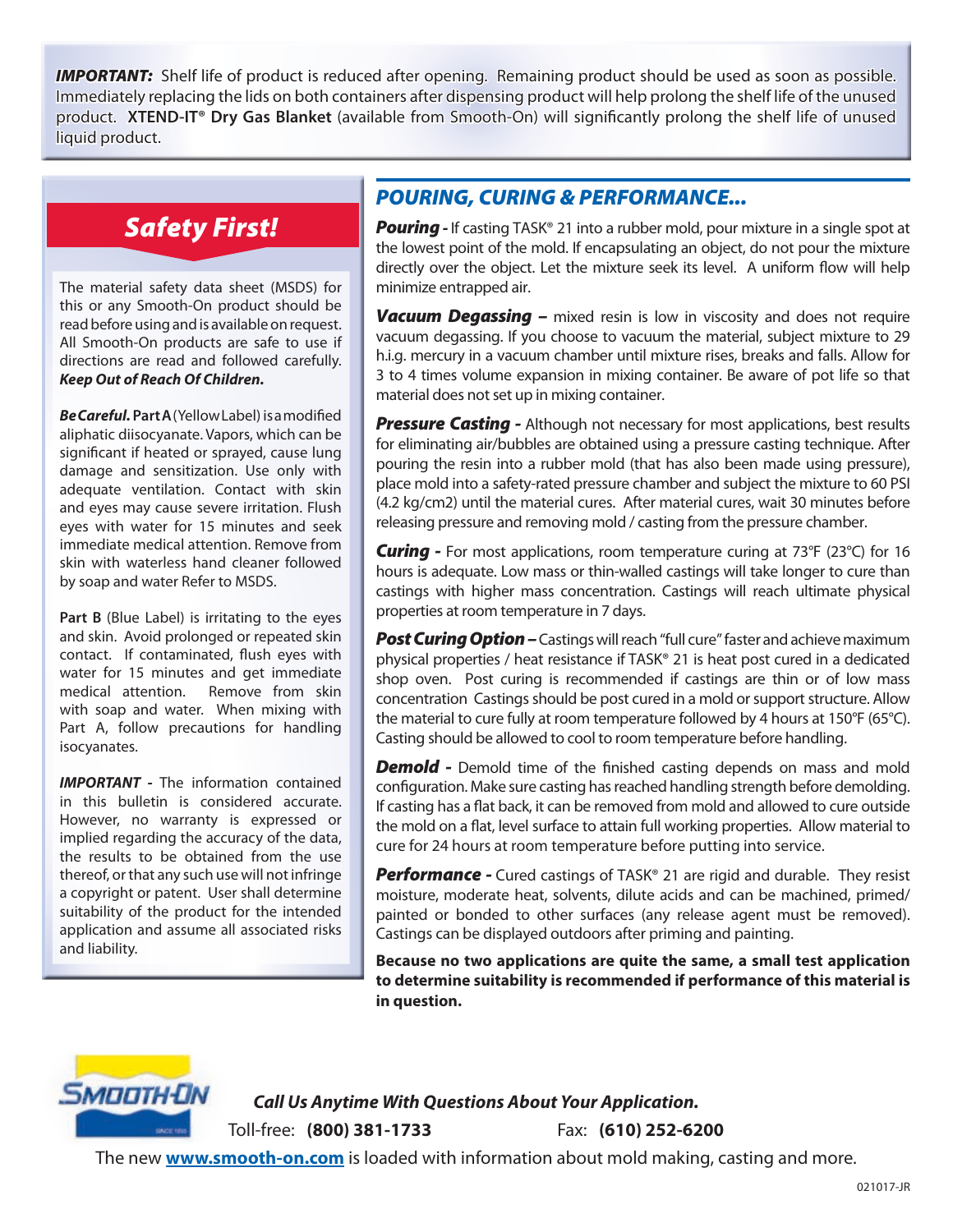***IMPORTANT:*** Shelf life of product is reduced after opening. Remaining product should be used as soon as possible. Immediately replacing the lids on both containers after dispensing product will help prolong the shelf life of the unused product. **XTEND-IT® Dry Gas Blanket** (available from Smooth-On) will significantly prolong the shelf life of unused liquid product.

## Safety First!

The material safety data sheet (MSDS) for this or any Smooth-On product should be read before using and is available on request. All Smooth-On products are safe to use if directions are read and followed carefully. ***Keep Out of Reach Of Children.***

***Be Careful.*** **Part A** (Yellow Label) is a modified aliphatic diisocyanate. Vapors, which can be significant if heated or sprayed, cause lung damage and sensitization. Use only with adequate ventilation. Contact with skin and eyes may cause severe irritation. Flush eyes with water for 15 minutes and seek immediate medical attention. Remove from skin with waterless hand cleaner followed by soap and water Refer to MSDS.

**Part B** (Blue Label) is irritating to the eyes and skin. Avoid prolonged or repeated skin contact. If contaminated, flush eyes with water for 15 minutes and seek immediate medical attention. Remove from skin with soap and water. When mixing with Part A, follow precautions for handling isocyanates.

***IMPORTANT*** - The information contained in this bulletin is considered accurate. However, no warranty is expressed or implied regarding the accuracy of the data, the results to be obtained from the use thereof, or that any such use will not infringe a copyright or patent. User shall determine suitability of the product for the intended application and assume all associated risks and liability.

## POURING, CURING & PERFORMANCE...

***Pouring -*** If casting TASK® 21 into a rubber mold, pour mixture in a single spot at the lowest point of the mold. If encapsulating an object, do not pour the mixture directly over the object. Let the mixture seek its level. A uniform flow will help minimize entrapped air.

***Vacuum Degassing –*** mixed resin is low in viscosity and does not require vacuum degassing. If you choose to vacuum the material, subject mixture to 29 h.i.g. mercury in a vacuum chamber until mixture rises, breaks and falls. Allow for 3 to 4 times volume expansion in mixing container. Be aware of pot life so that material does not set up in mixing container.

***Pressure Casting -*** Although not necessary for most applications, best results for eliminating air/bubbles are obtained using a pressure casting technique. After pouring the resin into a rubber mold (that has also been made using pressure), place mold into a safety-rated pressure chamber and subject the mixture to 60 PSI (4.2 kg/cm2) until the material cures. After material cures, wait 30 minutes before releasing pressure and removing mold / casting from the pressure chamber.

***Curing -*** For most applications, room temperature curing at 73°F (23°C) for 16 hours is adequate. Low mass or thin-walled castings will take longer to cure than castings with higher mass concentration. Castings will reach ultimate physical properties at room temperature in 7 days.

***Post Curing Option –*** Castings will reach "full cure" faster and achieve maximum physical properties / heat resistance if TASK® 21 is heat post cured in a dedicated shop oven. Post curing is recommended if castings are thin or of low mass concentration Castings should be post cured in a mold or support structure. Allow the material to cure fully at room temperature followed by 4 hours at 150°F (65°C). Casting should be allowed to cool to room temperature before handling.

***Demold -*** Demold time of the finished casting depends on mass and mold configuration. Make sure casting has reached handling strength before demolding. If casting has a flat back, it can be removed from mold and allowed to cure outside the mold on a flat, level surface to attain full working properties. Allow material to cure for 24 hours at room temperature before putting into service.

***Performance -*** Cured castings of TASK® 21 are rigid and durable. They resist moisture, moderate heat, solvents, dilute acids and can be machined, primed/painted or bonded to other surfaces (any release agent must be removed). Castings can be displayed outdoors after priming and painting.

**Because no two applications are quite the same, a small test application to determine suitability is recommended if performance of this material is in question.**

***Call Us Anytime With Questions About Your Application.***

Toll-free: **(800) 381-1733** Fax: **(610) 252-6200**

The new **www.smooth-on.com** is loaded with information about mold making, casting and more.

021017-JR